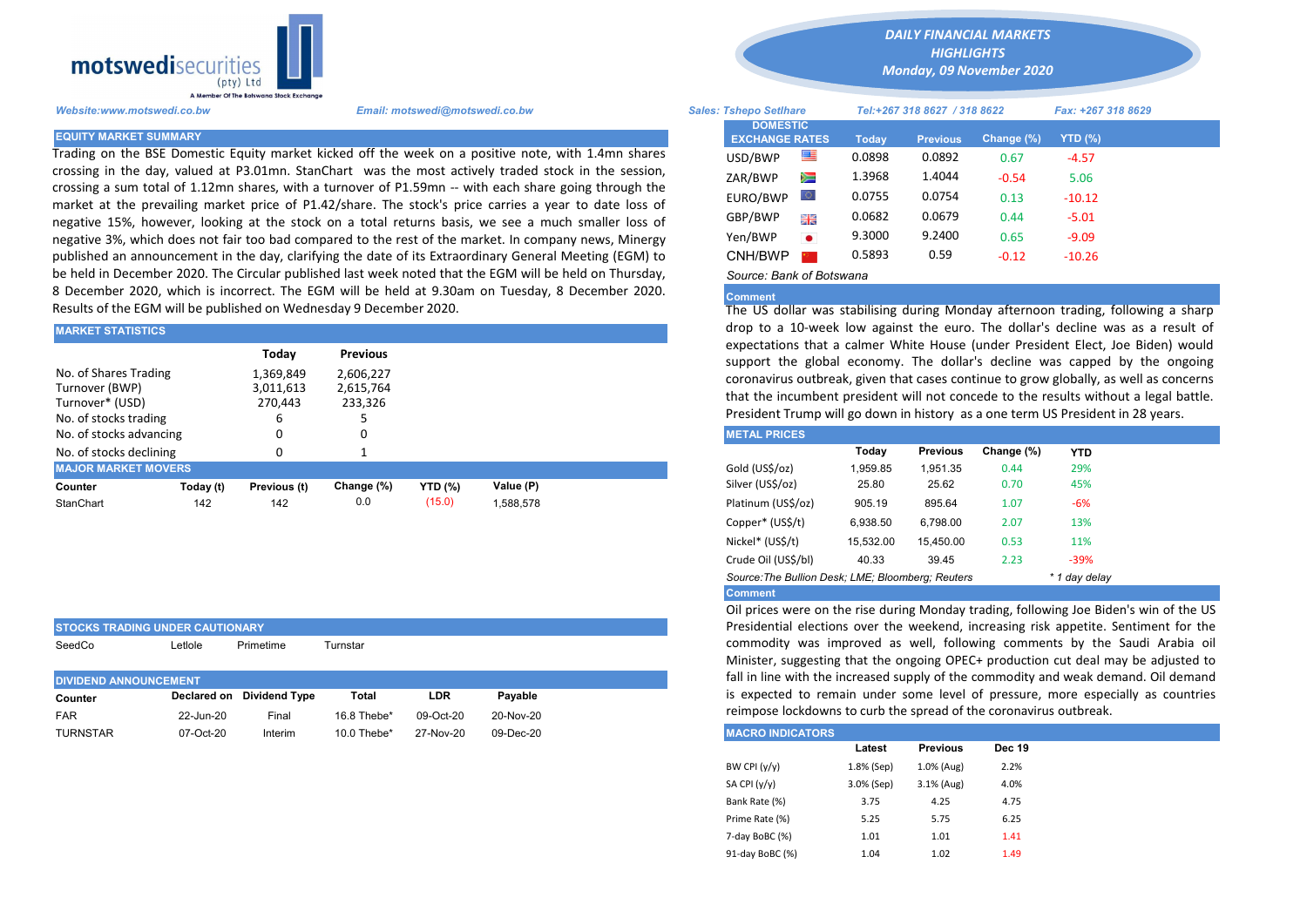# DAILY FINANCIAL MARKETS HIGHLIGHTS

***Monday, 09 November 2020***

motswedisecurities (pty) Ltd — A Member Of The Botswana Stock Exchange

*Website:www.motswedi.co.bw* *Email: motswedi@motswedi.co.bw*

*Sales: Tshepo Setlhare* *Tel:+267 318 8627 / 318 8622* *Fax: +267 318 8629*

## EQUITY MARKET SUMMARY

Trading on the BSE Domestic Equity market kicked off the week on a positive note, with 1.4mn shares crossing in the day, valued at P3.01mn. StanChart was the most actively traded stock in the session, crossing a sum total of 1.12mn shares, with a turnover of P1.59mn -- with each share going through the market at the prevailing market price of P1.42/share. The stock's price carries a year to date loss of negative 15%, however, looking at the stock on a total returns basis, we see a much smaller loss of negative 3%, which does not fair too bad compared to the rest of the market. In company news, Minergy published an announcement in the day, clarifying the date of its Extraordinary General Meeting (EGM) to be held in December 2020. The Circular published last week noted that the EGM will be held on Thursday, 8 December 2020, which is incorrect. The EGM will be held at 9.30am on Tuesday, 8 December 2020. Results of the EGM will be published on Wednesday 9 December 2020.

## MARKET STATISTICS

| | Today | Previous |
|---|---|---|
| No. of Shares Trading | 1,369,849 | 2,606,227 |
| Turnover (BWP) | 3,011,613 | 2,615,764 |
| Turnover* (USD) | 270,443 | 233,326 |
| No. of stocks trading | 6 | 5 |
| No. of stocks advancing | 0 | 0 |
| No. of stocks declining | 0 | 1 |

## MAJOR MARKET MOVERS

| Counter | Today (t) | Previous (t) | Change (%) | YTD (%) | Value (P) |
|---|---|---|---|---|---|
| StanChart | 142 | 142 | 0.0 | (15.0) | 1,588,578 |

## STOCKS TRADING UNDER CAUTIONARY

SeedCo Letlole Primetime Turnstar

## DIVIDEND ANNOUNCEMENT

| Counter | Declared on | Dividend Type | Total | LDR | Payable |
|---|---|---|---|---|---|
| FAR | 22-Jun-20 | Final | 16.8 Thebe* | 09-Oct-20 | 20-Nov-20 |
| TURNSTAR | 07-Oct-20 | Interim | 10.0 Thebe* | 27-Nov-20 | 09-Dec-20 |

## DOMESTIC EXCHANGE RATES

| DOMESTIC EXCHANGE RATES | Today | Previous | Change (%) | YTD (%) |
|---|---|---|---|---|
| USD/BWP | 0.0898 | 0.0892 | 0.67 | -4.57 |
| ZAR/BWP | 1.3968 | 1.4044 | -0.54 | 5.06 |
| EURO/BWP | 0.0755 | 0.0754 | 0.13 | -10.12 |
| GBP/BWP | 0.0682 | 0.0679 | 0.44 | -5.01 |
| Yen/BWP | 9.3000 | 9.2400 | 0.65 | -9.09 |
| CNH/BWP | 0.5893 | 0.59 | -0.12 | -10.26 |

*Source: Bank of Botswana*

**Comment**

The US dollar was stabilising during Monday afternoon trading, following a sharp drop to a 10-week low against the euro. The dollar's decline was as a result of expectations that a calmer White House (under President Elect, Joe Biden) would support the global economy. The dollar's decline was capped by the ongoing coronavirus outbreak, given that cases continue to grow globally, as well as concerns that the incumbent president will not concede to the results without a legal battle. President Trump will go down in history as a one term US President in 28 years.

## METAL PRICES

| | Today | Previous | Change (%) | YTD |
|---|---|---|---|---|
| Gold (US$/oz) | 1,959.85 | 1,951.35 | 0.44 | 29% |
| Silver (US$/oz) | 25.80 | 25.62 | 0.70 | 45% |
| Platinum (US$/oz) | 905.19 | 895.64 | 1.07 | -6% |
| Copper* (US$/t) | 6,938.50 | 6,798.00 | 2.07 | 13% |
| Nickel* (US$/t) | 15,532.00 | 15,450.00 | 0.53 | 11% |
| Crude Oil (US$/bl) | 40.33 | 39.45 | 2.23 | -39% |

*Source:The Bullion Desk; LME; Bloomberg; Reuters* *\* 1 day delay*

**Comment**

Oil prices were on the rise during Monday trading, following Joe Biden's win of the US Presidential elections over the weekend, increasing risk appetite. Sentiment for the commodity was improved as well, following comments by the Saudi Arabia oil Minister, suggesting that the ongoing OPEC+ production cut deal may be adjusted to fall in line with the increased supply of the commodity and weak demand. Oil demand is expected to remain under some level of pressure, more especially as countries reimpose lockdowns to curb the spread of the coronavirus outbreak.

## MACRO INDICATORS

| | Latest | Previous | Dec 19 |
|---|---|---|---|
| BW CPI (y/y) | 1.8% (Sep) | 1.0% (Aug) | 2.2% |
| SA CPI (y/y) | 3.0% (Sep) | 3.1% (Aug) | 4.0% |
| Bank Rate (%) | 3.75 | 4.25 | 4.75 |
| Prime Rate (%) | 5.25 | 5.75 | 6.25 |
| 7-day BoBC (%) | 1.01 | 1.01 | 1.41 |
| 91-day BoBC (%) | 1.04 | 1.02 | 1.49 |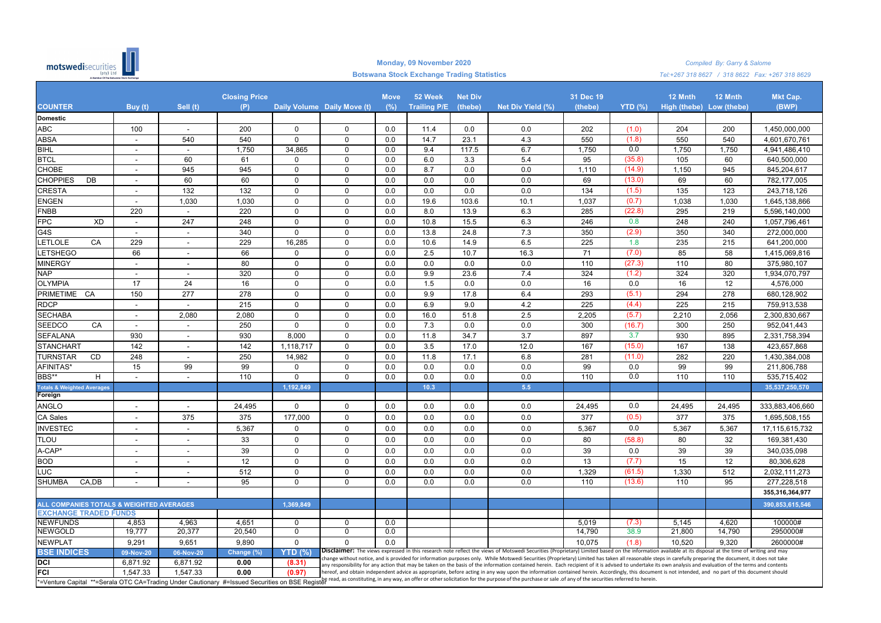Monday, 09 November 2020

Botswana Stock Exchange Trading Statistics

*Compiled By: Garry & Salome*

*Tel:+267 318 8627 / 318 8622 Fax: +267 318 8629*

| COUNTER | Buy (t) | Sell (t) | Closing Price (P) | Daily Volume | Daily Move (t) | Move (%) | 52 Week Trailing P/E | Net Div (thebe) | Net Div Yield (%) | 31 Dec 19 (thebe) | YTD (%) | 12 Mnth High (thebe) | 12 Mnth Low (thebe) | Mkt Cap. (BWP) |
|---|---|---|---|---|---|---|---|---|---|---|---|---|---|---|
| **Domestic** | | | | | | | | | | | | | | |
| ABC | 100 | - | 200 | 0 | 0 | 0.0 | 11.4 | 0.0 | 0.0 | 202 | (1.0) | 204 | 200 | 1,450,000,000 |
| ABSA | - | 540 | 540 | 0 | 0 | 0.0 | 14.7 | 23.1 | 4.3 | 550 | (1.8) | 550 | 540 | 4,601,670,761 |
| BIHL | - | - | 1,750 | 34,865 | 0 | 0.0 | 9.4 | 117.5 | 6.7 | 1,750 | 0.0 | 1,750 | 1,750 | 4,941,486,410 |
| BTCL | - | 60 | 61 | 0 | 0 | 0.0 | 6.0 | 3.3 | 5.4 | 95 | (35.8) | 105 | 60 | 640,500,000 |
| CHOBE | - | 945 | 945 | 0 | 0 | 0.0 | 8.7 | 0.0 | 0.0 | 1,110 | (14.9) | 1,150 | 945 | 845,204,617 |
| CHOPPIES DB | - | 60 | 60 | 0 | 0 | 0.0 | 0.0 | 0.0 | 0.0 | 69 | (13.0) | 69 | 60 | 782,177,005 |
| CRESTA | - | 132 | 132 | 0 | 0 | 0.0 | 0.0 | 0.0 | 0.0 | 134 | (1.5) | 135 | 123 | 243,718,126 |
| ENGEN | - | 1,030 | 1,030 | 0 | 0 | 0.0 | 19.6 | 103.6 | 10.1 | 1,037 | (0.7) | 1,038 | 1,030 | 1,645,138,866 |
| FNBB | 220 | - | 220 | 0 | 0 | 0.0 | 8.0 | 13.9 | 6.3 | 285 | (22.8) | 295 | 219 | 5,596,140,000 |
| FPC XD | - | 247 | 248 | 0 | 0 | 0.0 | 10.8 | 15.5 | 6.3 | 246 | 0.8 | 248 | 240 | 1,057,796,461 |
| G4S | - | - | 340 | 0 | 0 | 0.0 | 13.8 | 24.8 | 7.3 | 350 | (2.9) | 350 | 340 | 272,000,000 |
| LETLOLE CA | 229 | - | 229 | 16,285 | 0 | 0.0 | 10.6 | 14.9 | 6.5 | 225 | 1.8 | 235 | 215 | 641,200,000 |
| LETSHEGO | 66 | - | 66 | 0 | 0 | 0.0 | 2.5 | 10.7 | 16.3 | 71 | (7.0) | 85 | 58 | 1,415,069,816 |
| MINERGY | - | - | 80 | 0 | 0 | 0.0 | 0.0 | 0.0 | 0.0 | 110 | (27.3) | 110 | 80 | 375,980,107 |
| NAP | - | - | 320 | 0 | 0 | 0.0 | 9.9 | 23.6 | 7.4 | 324 | (1.2) | 324 | 320 | 1,934,070,797 |
| OLYMPIA | 17 | 24 | 16 | 0 | 0 | 0.0 | 1.5 | 0.0 | 0.0 | 16 | 0.0 | 16 | 12 | 4,576,000 |
| PRIMETIME CA | 150 | 277 | 278 | 0 | 0 | 0.0 | 9.9 | 17.8 | 6.4 | 293 | (5.1) | 294 | 278 | 680,128,902 |
| RDCP | - | - | 215 | 0 | 0 | 0.0 | 6.9 | 9.0 | 4.2 | 225 | (4.4) | 225 | 215 | 759,913,538 |
| SECHABA | - | 2,080 | 2,080 | 0 | 0 | 0.0 | 16.0 | 51.8 | 2.5 | 2,205 | (5.7) | 2,210 | 2,056 | 2,300,830,667 |
| SEEDCO CA | - | - | 250 | 0 | 0 | 0.0 | 7.3 | 0.0 | 0.0 | 300 | (16.7) | 300 | 250 | 952,041,443 |
| SEFALANA | 930 | - | 930 | 8,000 | 0 | 0.0 | 11.8 | 34.7 | 3.7 | 897 | 3.7 | 930 | 895 | 2,331,758,394 |
| STANCHART | 142 | - | 142 | 1,118,717 | 0 | 0.0 | 3.5 | 17.0 | 12.0 | 167 | (15.0) | 167 | 138 | 423,657,868 |
| TURNSTAR CD | 248 | - | 250 | 14,982 | 0 | 0.0 | 11.8 | 17.1 | 6.8 | 281 | (11.0) | 282 | 220 | 1,430,384,008 |
| AFINITAS* | 15 | 99 | 99 | 0 | 0 | 0.0 | 0.0 | 0.0 | 0.0 | 99 | 0.0 | 99 | 99 | 211,806,788 |
| BBS** H | - | - | 110 | 0 | 0 | 0.0 | 0.0 | 0.0 | 0.0 | 110 | 0.0 | 110 | 110 | 535,715,402 |
| **Totals & Weighted Averages** | | | | **1,192,849** | | | **10.3** | | **5.5** | | | | | **35,537,250,570** |
| **Foreign** | | | | | | | | | | | | | | |
| ANGLO | - | - | 24,495 | 0 | 0 | 0.0 | 0.0 | 0.0 | 0.0 | 24,495 | 0.0 | 24,495 | 24,495 | 333,883,406,660 |
| CA Sales | - | 375 | 375 | 177,000 | 0 | 0.0 | 0.0 | 0.0 | 0.0 | 377 | (0.5) | 377 | 375 | 1,695,508,155 |
| INVESTEC | - | - | 5,367 | 0 | 0 | 0.0 | 0.0 | 0.0 | 0.0 | 5,367 | 0.0 | 5,367 | 5,367 | 17,115,615,732 |
| TLOU | - | - | 33 | 0 | 0 | 0.0 | 0.0 | 0.0 | 0.0 | 80 | (58.8) | 80 | 32 | 169,381,430 |
| A-CAP* | - | - | 39 | 0 | 0 | 0.0 | 0.0 | 0.0 | 0.0 | 39 | 0.0 | 39 | 39 | 340,035,098 |
| BOD | - | - | 12 | 0 | 0 | 0.0 | 0.0 | 0.0 | 0.0 | 13 | (7.7) | 15 | 12 | 80,306,628 |
| LUC | - | - | 512 | 0 | 0 | 0.0 | 0.0 | 0.0 | 0.0 | 1,329 | (61.5) | 1,330 | 512 | 2,032,111,273 |
| SHUMBA CA,DB | - | - | 95 | 0 | 0 | 0.0 | 0.0 | 0.0 | 0.0 | 110 | (13.6) | 110 | 95 | 277,228,518 |
| | | | | | | | | | | | | | | **355,316,364,977** |
| **ALL COMPANIES TOTALS & WEIGHTED AVERAGES** | | | | **1,369,849** | | | | | | | | | | **390,853,615,546** |
| **EXCHANGE TRADED FUNDS** | | | | | | | | | | | | | | |
| NEWFUNDS | 4,853 | 4,963 | 4,651 | 0 | 0 | 0.0 | | | | 5,019 | (7.3) | 5,145 | 4,620 | 100000# |
| NEWGOLD | 19,777 | 20,377 | 20,540 | 0 | 0 | 0.0 | | | | 14,790 | 38.9 | 21,800 | 14,790 | 2950000# |
| NEWPLAT | 9,291 | 9,651 | 9,890 | 0 | 0 | 0.0 | | | | 10,075 | (1.8) | 10,520 | 9,320 | 2600000# |

| BSE INDICES | 09-Nov-20 | 06-Nov-20 | Change (%) | YTD (%) |
|---|---|---|---|---|
| DCI | 6,871.92 | 6,871.92 | 0.00 | (8.31) |
| FCI | 1,547.33 | 1,547.33 | 0.00 | (0.97) |

*=Venture Capital **=Serala OTC CA=Trading Under Cautionary #=Issued Securities on BSE Register

**Disclaimer:** The views expressed in this research note reflect the views of Motswedi Securities (Proprietary) Limited based on the information available at its disposal at the time of writing and may change without notice, and is provided for information purposes only. While Motswedi Securities (Proprietary) Limited has taken all reasonable steps in carefully preparing the document, it does not take any responsibility for any action that may be taken on the basis of the information contained herein. Each recipient of it is advised to undertake its own analysis and evaluation of the terms and contents hereof, and obtain independent advice as appropriate, before acting in any way upon the information contained herein. Accordingly, this document is not intended, and no part of this document should be read, as constituting, in any way, an offer or other solicitation for the purpose of the purchase or sale .of any of the securities referred to herein.